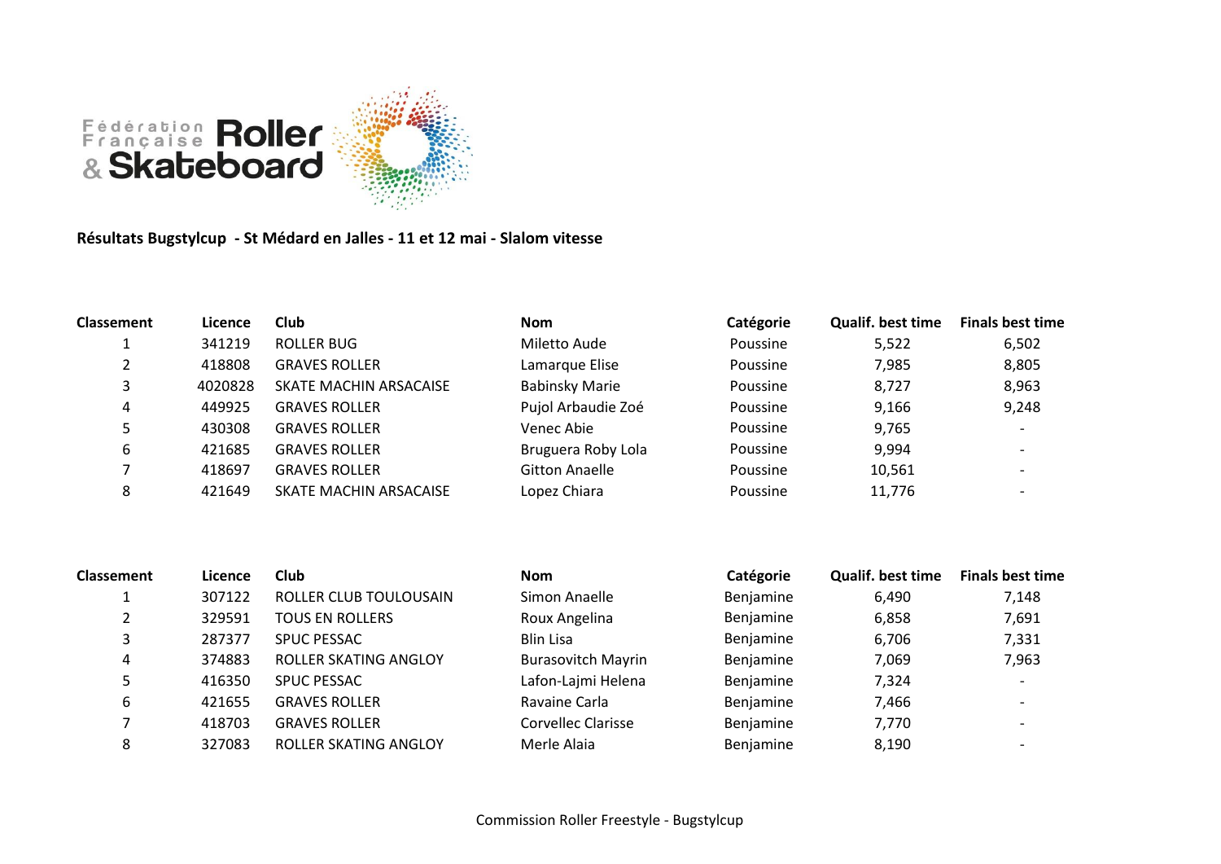**Résultats Bugstylcup - St Médard en Jalles - 11 et 12 mai - Slalom vitesse**

| Classement | Licence | Club | Nom | Catégorie | Qualif. best time | Finals best time |
|---|---|---|---|---|---|---|
| 1 | 341219 | ROLLER BUG | Miletto Aude | Poussine | 5,522 | 6,502 |
| 2 | 418808 | GRAVES ROLLER | Lamarque Elise | Poussine | 7,985 | 8,805 |
| 3 | 4020828 | SKATE MACHIN ARSACAISE | Babinsky Marie | Poussine | 8,727 | 8,963 |
| 4 | 449925 | GRAVES ROLLER | Pujol Arbaudie Zoé | Poussine | 9,166 | 9,248 |
| 5 | 430308 | GRAVES ROLLER | Venec Abie | Poussine | 9,765 | - |
| 6 | 421685 | GRAVES ROLLER | Bruguera Roby Lola | Poussine | 9,994 | - |
| 7 | 418697 | GRAVES ROLLER | Gitton Anaelle | Poussine | 10,561 | - |
| 8 | 421649 | SKATE MACHIN ARSACAISE | Lopez Chiara | Poussine | 11,776 | - |

| Classement | Licence | Club | Nom | Catégorie | Qualif. best time | Finals best time |
|---|---|---|---|---|---|---|
| 1 | 307122 | ROLLER CLUB TOULOUSAIN | Simon Anaelle | Benjamine | 6,490 | 7,148 |
| 2 | 329591 | TOUS EN ROLLERS | Roux Angelina | Benjamine | 6,858 | 7,691 |
| 3 | 287377 | SPUC PESSAC | Blin Lisa | Benjamine | 6,706 | 7,331 |
| 4 | 374883 | ROLLER SKATING ANGLOY | Burasovitch Mayrin | Benjamine | 7,069 | 7,963 |
| 5 | 416350 | SPUC PESSAC | Lafon-Lajmi Helena | Benjamine | 7,324 | - |
| 6 | 421655 | GRAVES ROLLER | Ravaine Carla | Benjamine | 7,466 | - |
| 7 | 418703 | GRAVES ROLLER | Corvellec Clarisse | Benjamine | 7,770 | - |
| 8 | 327083 | ROLLER SKATING ANGLOY | Merle Alaia | Benjamine | 8,190 | - |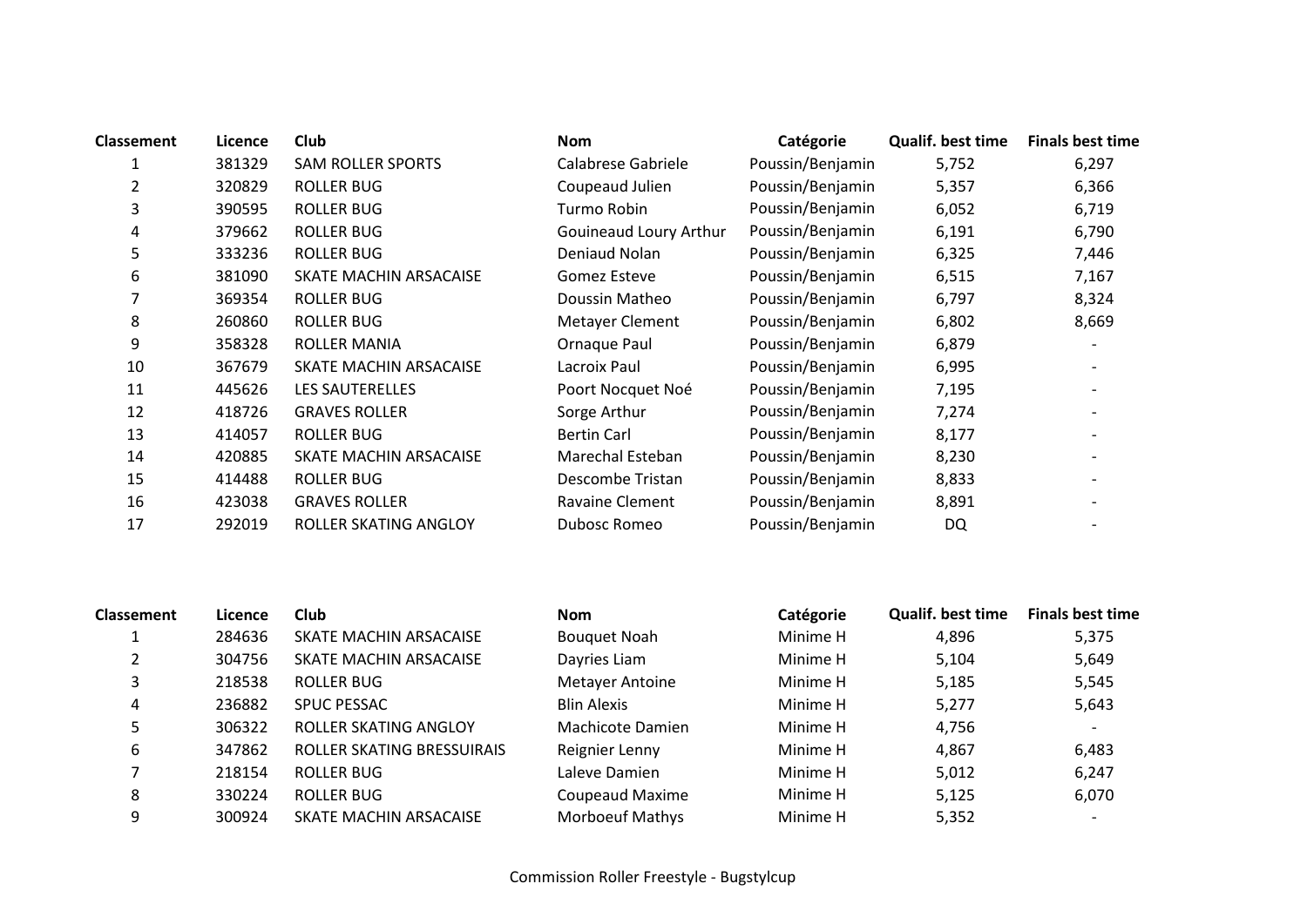| Classement | Licence | Club | Nom | Catégorie | Qualif. best time | Finals best time |
|---|---|---|---|---|---|---|
| 1 | 381329 | SAM ROLLER SPORTS | Calabrese Gabriele | Poussin/Benjamin | 5,752 | 6,297 |
| 2 | 320829 | ROLLER BUG | Coupeaud Julien | Poussin/Benjamin | 5,357 | 6,366 |
| 3 | 390595 | ROLLER BUG | Turmo Robin | Poussin/Benjamin | 6,052 | 6,719 |
| 4 | 379662 | ROLLER BUG | Gouineaud Loury Arthur | Poussin/Benjamin | 6,191 | 6,790 |
| 5 | 333236 | ROLLER BUG | Deniaud Nolan | Poussin/Benjamin | 6,325 | 7,446 |
| 6 | 381090 | SKATE MACHIN ARSACAISE | Gomez Esteve | Poussin/Benjamin | 6,515 | 7,167 |
| 7 | 369354 | ROLLER BUG | Doussin Matheo | Poussin/Benjamin | 6,797 | 8,324 |
| 8 | 260860 | ROLLER BUG | Metayer Clement | Poussin/Benjamin | 6,802 | 8,669 |
| 9 | 358328 | ROLLER MANIA | Ornaque Paul | Poussin/Benjamin | 6,879 | - |
| 10 | 367679 | SKATE MACHIN ARSACAISE | Lacroix Paul | Poussin/Benjamin | 6,995 | - |
| 11 | 445626 | LES SAUTERELLES | Poort Nocquet Noé | Poussin/Benjamin | 7,195 | - |
| 12 | 418726 | GRAVES ROLLER | Sorge Arthur | Poussin/Benjamin | 7,274 | - |
| 13 | 414057 | ROLLER BUG | Bertin Carl | Poussin/Benjamin | 8,177 | - |
| 14 | 420885 | SKATE MACHIN ARSACAISE | Marechal Esteban | Poussin/Benjamin | 8,230 | - |
| 15 | 414488 | ROLLER BUG | Descombe Tristan | Poussin/Benjamin | 8,833 | - |
| 16 | 423038 | GRAVES ROLLER | Ravaine Clement | Poussin/Benjamin | 8,891 | - |
| 17 | 292019 | ROLLER SKATING ANGLOY | Dubosc Romeo | Poussin/Benjamin | DQ | - |

| Classement | Licence | Club | Nom | Catégorie | Qualif. best time | Finals best time |
|---|---|---|---|---|---|---|
| 1 | 284636 | SKATE MACHIN ARSACAISE | Bouquet Noah | Minime H | 4,896 | 5,375 |
| 2 | 304756 | SKATE MACHIN ARSACAISE | Dayries Liam | Minime H | 5,104 | 5,649 |
| 3 | 218538 | ROLLER BUG | Metayer Antoine | Minime H | 5,185 | 5,545 |
| 4 | 236882 | SPUC PESSAC | Blin Alexis | Minime H | 5,277 | 5,643 |
| 5 | 306322 | ROLLER SKATING ANGLOY | Machicote Damien | Minime H | 4,756 | - |
| 6 | 347862 | ROLLER SKATING BRESSUIRAIS | Reignier Lenny | Minime H | 4,867 | 6,483 |
| 7 | 218154 | ROLLER BUG | Laleve Damien | Minime H | 5,012 | 6,247 |
| 8 | 330224 | ROLLER BUG | Coupeaud Maxime | Minime H | 5,125 | 6,070 |
| 9 | 300924 | SKATE MACHIN ARSACAISE | Morboeuf Mathys | Minime H | 5,352 | - |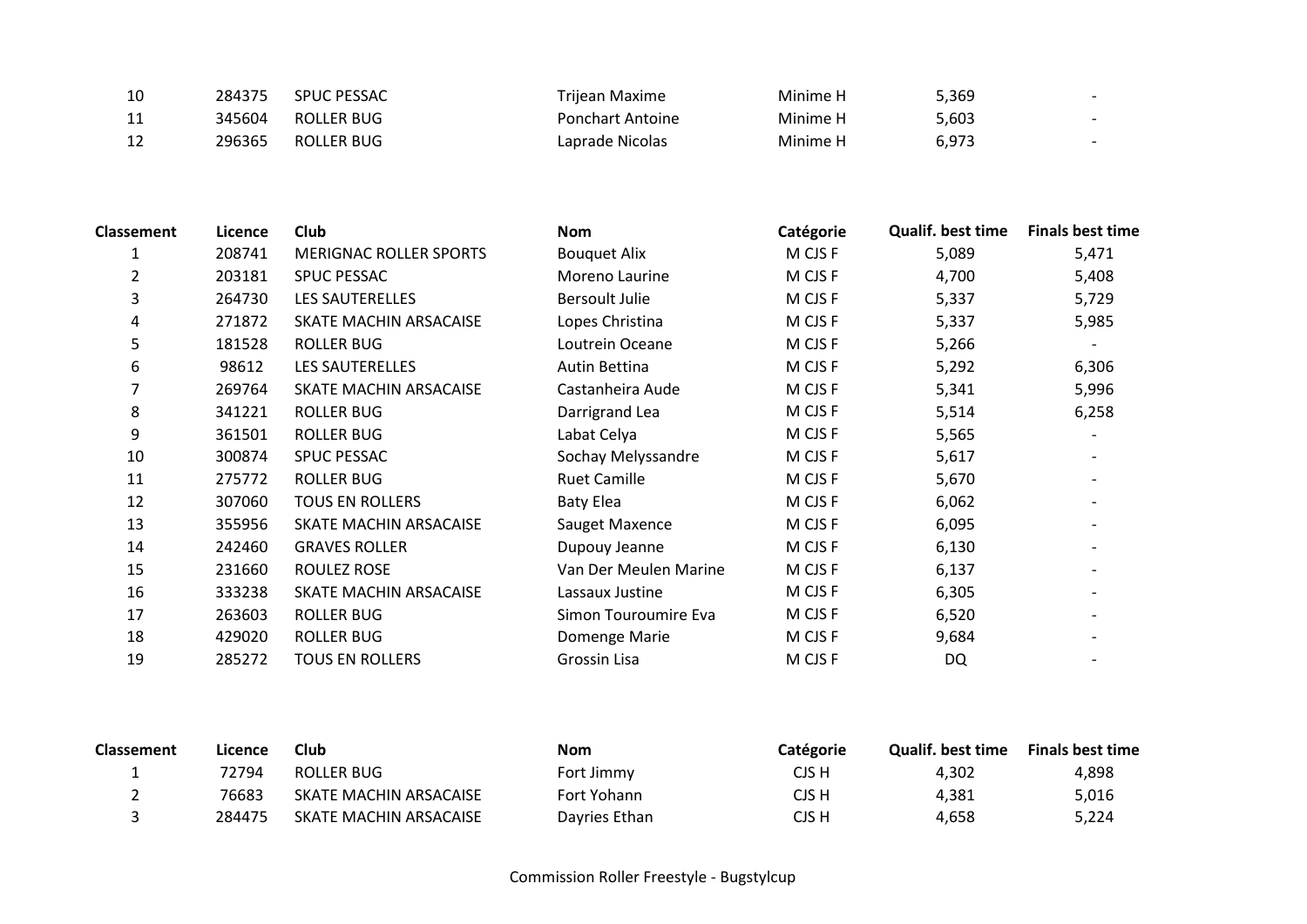| | | | | | | |
|---|---|---|---|---|---|---|
| 10 | 284375 | SPUC PESSAC | Trijean Maxime | Minime H | 5,369 | - |
| 11 | 345604 | ROLLER BUG | Ponchart Antoine | Minime H | 5,603 | - |
| 12 | 296365 | ROLLER BUG | Laprade Nicolas | Minime H | 6,973 | - |

| Classement | Licence | Club | Nom | Catégorie | Qualif. best time | Finals best time |
|---|---|---|---|---|---|---|
| 1 | 208741 | MERIGNAC ROLLER SPORTS | Bouquet Alix | M CJS F | 5,089 | 5,471 |
| 2 | 203181 | SPUC PESSAC | Moreno Laurine | M CJS F | 4,700 | 5,408 |
| 3 | 264730 | LES SAUTERELLES | Bersoult Julie | M CJS F | 5,337 | 5,729 |
| 4 | 271872 | SKATE MACHIN ARSACAISE | Lopes Christina | M CJS F | 5,337 | 5,985 |
| 5 | 181528 | ROLLER BUG | Loutrein Oceane | M CJS F | 5,266 | - |
| 6 | 98612 | LES SAUTERELLES | Autin Bettina | M CJS F | 5,292 | 6,306 |
| 7 | 269764 | SKATE MACHIN ARSACAISE | Castanheira Aude | M CJS F | 5,341 | 5,996 |
| 8 | 341221 | ROLLER BUG | Darrigrand Lea | M CJS F | 5,514 | 6,258 |
| 9 | 361501 | ROLLER BUG | Labat Celya | M CJS F | 5,565 | - |
| 10 | 300874 | SPUC PESSAC | Sochay Melyssandre | M CJS F | 5,617 | - |
| 11 | 275772 | ROLLER BUG | Ruet Camille | M CJS F | 5,670 | - |
| 12 | 307060 | TOUS EN ROLLERS | Baty Elea | M CJS F | 6,062 | - |
| 13 | 355956 | SKATE MACHIN ARSACAISE | Sauget Maxence | M CJS F | 6,095 | - |
| 14 | 242460 | GRAVES ROLLER | Dupouy Jeanne | M CJS F | 6,130 | - |
| 15 | 231660 | ROULEZ ROSE | Van Der Meulen Marine | M CJS F | 6,137 | - |
| 16 | 333238 | SKATE MACHIN ARSACAISE | Lassaux Justine | M CJS F | 6,305 | - |
| 17 | 263603 | ROLLER BUG | Simon Touroumire Eva | M CJS F | 6,520 | - |
| 18 | 429020 | ROLLER BUG | Domenge Marie | M CJS F | 9,684 | - |
| 19 | 285272 | TOUS EN ROLLERS | Grossin Lisa | M CJS F | DQ | - |

| Classement | Licence | Club | Nom | Catégorie | Qualif. best time | Finals best time |
|---|---|---|---|---|---|---|
| 1 | 72794 | ROLLER BUG | Fort Jimmy | CJS H | 4,302 | 4,898 |
| 2 | 76683 | SKATE MACHIN ARSACAISE | Fort Yohann | CJS H | 4,381 | 5,016 |
| 3 | 284475 | SKATE MACHIN ARSACAISE | Dayries Ethan | CJS H | 4,658 | 5,224 |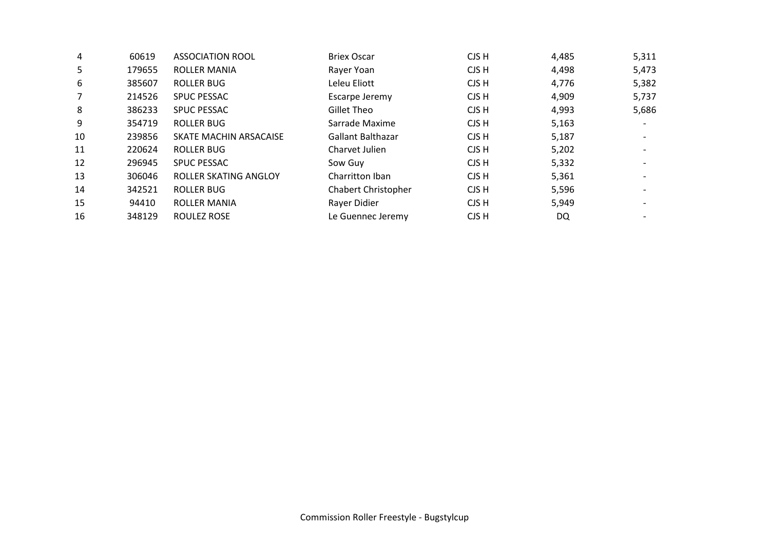| | | | | | | |
|---|---|---|---|---|---|---|
| 4 | 60619 | ASSOCIATION ROOL | Briex Oscar | CJS H | 4,485 | 5,311 |
| 5 | 179655 | ROLLER MANIA | Rayer Yoan | CJS H | 4,498 | 5,473 |
| 6 | 385607 | ROLLER BUG | Leleu Eliott | CJS H | 4,776 | 5,382 |
| 7 | 214526 | SPUC PESSAC | Escarpe Jeremy | CJS H | 4,909 | 5,737 |
| 8 | 386233 | SPUC PESSAC | Gillet Theo | CJS H | 4,993 | 5,686 |
| 9 | 354719 | ROLLER BUG | Sarrade Maxime | CJS H | 5,163 | - |
| 10 | 239856 | SKATE MACHIN ARSACAISE | Gallant Balthazar | CJS H | 5,187 | - |
| 11 | 220624 | ROLLER BUG | Charvet Julien | CJS H | 5,202 | - |
| 12 | 296945 | SPUC PESSAC | Sow Guy | CJS H | 5,332 | - |
| 13 | 306046 | ROLLER SKATING ANGLOY | Charritton Iban | CJS H | 5,361 | - |
| 14 | 342521 | ROLLER BUG | Chabert Christopher | CJS H | 5,596 | - |
| 15 | 94410 | ROLLER MANIA | Rayer Didier | CJS H | 5,949 | - |
| 16 | 348129 | ROULEZ ROSE | Le Guennec Jeremy | CJS H | DQ | - |

Commission Roller Freestyle - Bugstylcup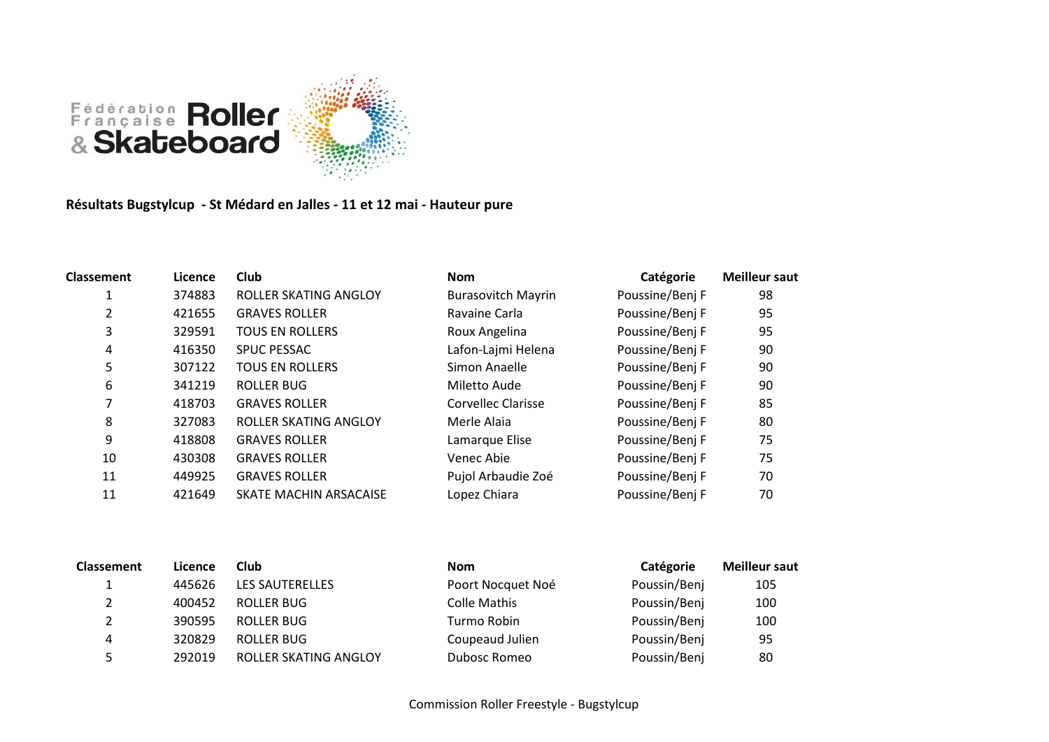**Résultats Bugstylcup - St Médard en Jalles - 11 et 12 mai - Hauteur pure**

| Classement | Licence | Club | Nom | Catégorie | Meilleur saut |
|---|---|---|---|---|---|
| 1 | 374883 | ROLLER SKATING ANGLOY | Burasovitch Mayrin | Poussine/Benj F | 98 |
| 2 | 421655 | GRAVES ROLLER | Ravaine Carla | Poussine/Benj F | 95 |
| 3 | 329591 | TOUS EN ROLLERS | Roux Angelina | Poussine/Benj F | 95 |
| 4 | 416350 | SPUC PESSAC | Lafon-Lajmi Helena | Poussine/Benj F | 90 |
| 5 | 307122 | TOUS EN ROLLERS | Simon Anaelle | Poussine/Benj F | 90 |
| 6 | 341219 | ROLLER BUG | Miletto Aude | Poussine/Benj F | 90 |
| 7 | 418703 | GRAVES ROLLER | Corvellec Clarisse | Poussine/Benj F | 85 |
| 8 | 327083 | ROLLER SKATING ANGLOY | Merle Alaia | Poussine/Benj F | 80 |
| 9 | 418808 | GRAVES ROLLER | Lamarque Elise | Poussine/Benj F | 75 |
| 10 | 430308 | GRAVES ROLLER | Venec Abie | Poussine/Benj F | 75 |
| 11 | 449925 | GRAVES ROLLER | Pujol Arbaudie Zoé | Poussine/Benj F | 70 |
| 11 | 421649 | SKATE MACHIN ARSACAISE | Lopez Chiara | Poussine/Benj F | 70 |

| Classement | Licence | Club | Nom | Catégorie | Meilleur saut |
|---|---|---|---|---|---|
| 1 | 445626 | LES SAUTERELLES | Poort Nocquet Noé | Poussin/Benj | 105 |
| 2 | 400452 | ROLLER BUG | Colle Mathis | Poussin/Benj | 100 |
| 2 | 390595 | ROLLER BUG | Turmo Robin | Poussin/Benj | 100 |
| 4 | 320829 | ROLLER BUG | Coupeaud Julien | Poussin/Benj | 95 |
| 5 | 292019 | ROLLER SKATING ANGLOY | Dubosc Romeo | Poussin/Benj | 80 |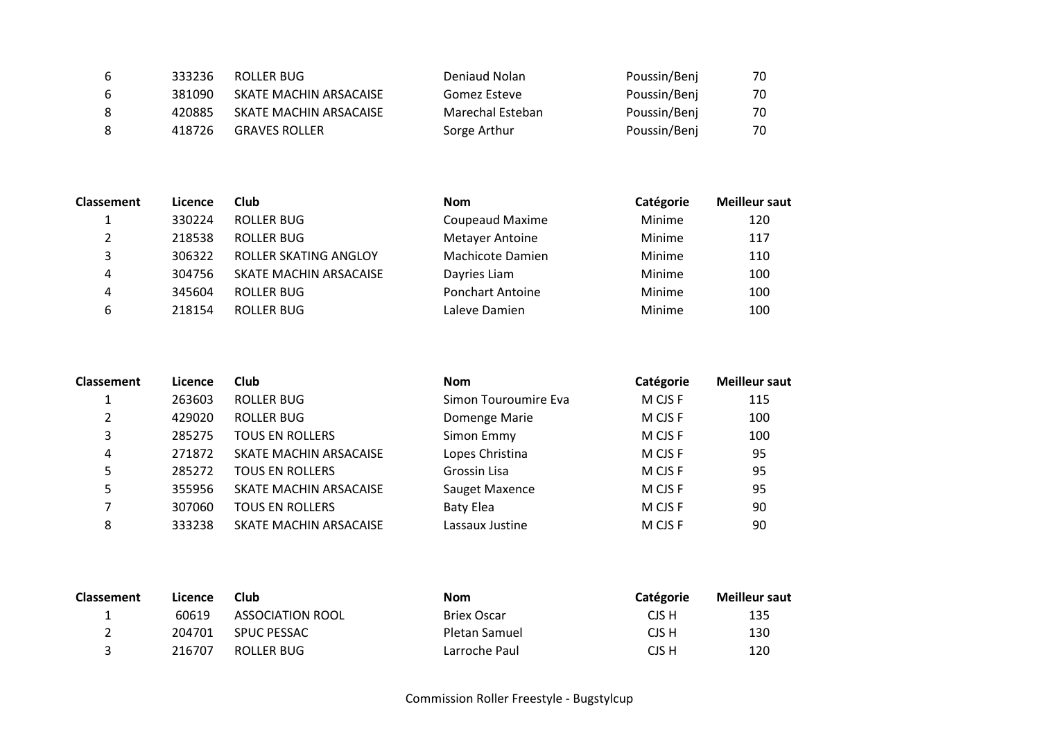| | | | | | |
|---|---|---|---|---|---|
| 6 | 333236 | ROLLER BUG | Deniaud Nolan | Poussin/Benj | 70 |
| 6 | 381090 | SKATE MACHIN ARSACAISE | Gomez Esteve | Poussin/Benj | 70 |
| 8 | 420885 | SKATE MACHIN ARSACAISE | Marechal Esteban | Poussin/Benj | 70 |
| 8 | 418726 | GRAVES ROLLER | Sorge Arthur | Poussin/Benj | 70 |

| Classement | Licence | Club | Nom | Catégorie | Meilleur saut |
|---|---|---|---|---|---|
| 1 | 330224 | ROLLER BUG | Coupeaud Maxime | Minime | 120 |
| 2 | 218538 | ROLLER BUG | Metayer Antoine | Minime | 117 |
| 3 | 306322 | ROLLER SKATING ANGLOY | Machicote Damien | Minime | 110 |
| 4 | 304756 | SKATE MACHIN ARSACAISE | Dayries Liam | Minime | 100 |
| 4 | 345604 | ROLLER BUG | Ponchart Antoine | Minime | 100 |
| 6 | 218154 | ROLLER BUG | Laleve Damien | Minime | 100 |

| Classement | Licence | Club | Nom | Catégorie | Meilleur saut |
|---|---|---|---|---|---|
| 1 | 263603 | ROLLER BUG | Simon Touroumire Eva | M CJS F | 115 |
| 2 | 429020 | ROLLER BUG | Domenge Marie | M CJS F | 100 |
| 3 | 285275 | TOUS EN ROLLERS | Simon Emmy | M CJS F | 100 |
| 4 | 271872 | SKATE MACHIN ARSACAISE | Lopes Christina | M CJS F | 95 |
| 5 | 285272 | TOUS EN ROLLERS | Grossin Lisa | M CJS F | 95 |
| 5 | 355956 | SKATE MACHIN ARSACAISE | Sauget Maxence | M CJS F | 95 |
| 7 | 307060 | TOUS EN ROLLERS | Baty Elea | M CJS F | 90 |
| 8 | 333238 | SKATE MACHIN ARSACAISE | Lassaux Justine | M CJS F | 90 |

| Classement | Licence | Club | Nom | Catégorie | Meilleur saut |
|---|---|---|---|---|---|
| 1 | 60619 | ASSOCIATION ROOL | Briex Oscar | CJS H | 135 |
| 2 | 204701 | SPUC PESSAC | Pletan Samuel | CJS H | 130 |
| 3 | 216707 | ROLLER BUG | Larroche Paul | CJS H | 120 |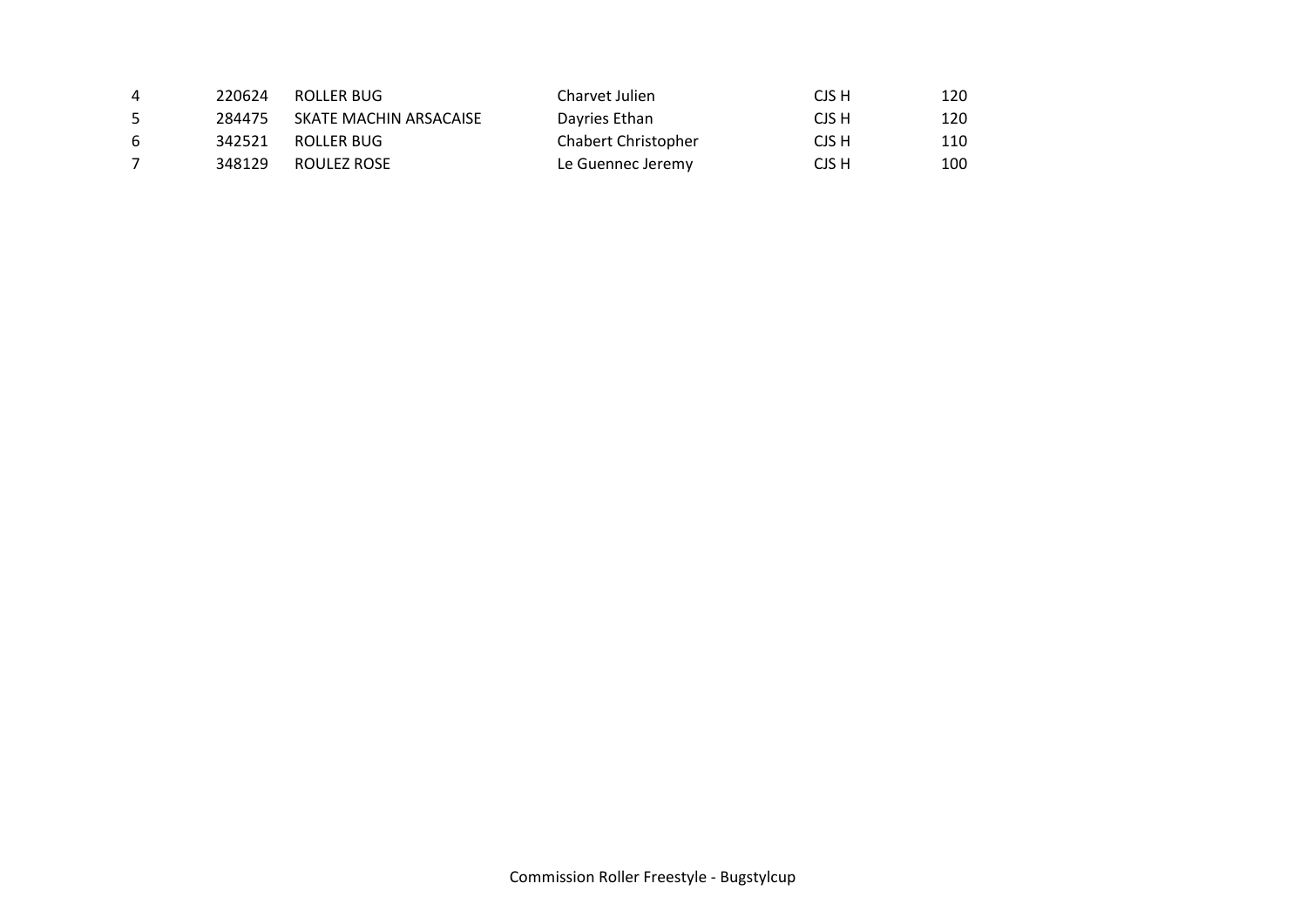| | | | | | |
|---|---|---|---|---|---|
| 4 | 220624 | ROLLER BUG | Charvet Julien | CJS H | 120 |
| 5 | 284475 | SKATE MACHIN ARSACAISE | Dayries Ethan | CJS H | 120 |
| 6 | 342521 | ROLLER BUG | Chabert Christopher | CJS H | 110 |
| 7 | 348129 | ROULEZ ROSE | Le Guennec Jeremy | CJS H | 100 |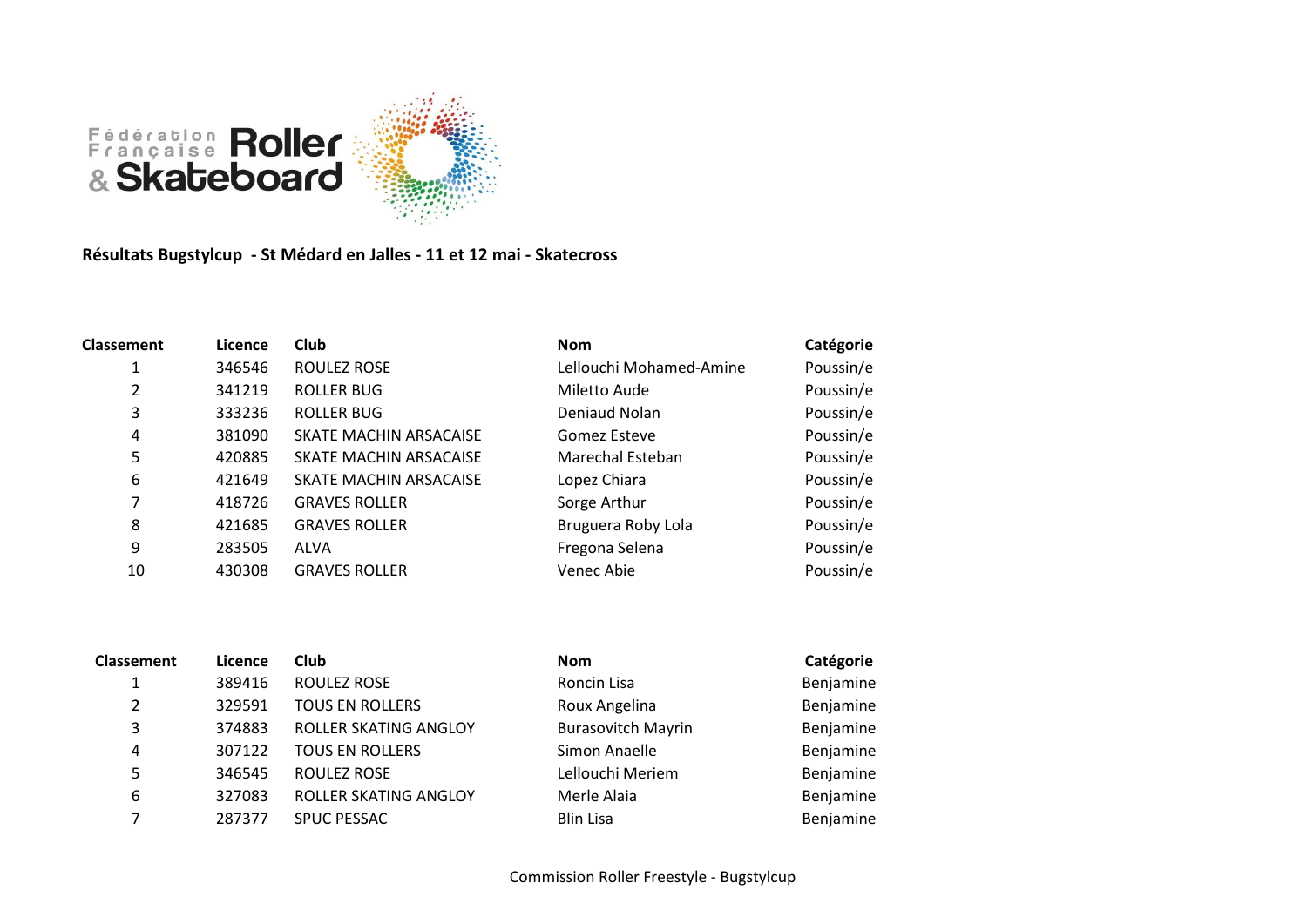Fédération Française Roller & Skateboard

**Résultats Bugstylcup - St Médard en Jalles - 11 et 12 mai - Skatecross**

| Classement | Licence | Club | Nom | Catégorie |
|---|---|---|---|---|
| 1 | 346546 | ROULEZ ROSE | Lellouchi Mohamed-Amine | Poussin/e |
| 2 | 341219 | ROLLER BUG | Miletto Aude | Poussin/e |
| 3 | 333236 | ROLLER BUG | Deniaud Nolan | Poussin/e |
| 4 | 381090 | SKATE MACHIN ARSACAISE | Gomez Esteve | Poussin/e |
| 5 | 420885 | SKATE MACHIN ARSACAISE | Marechal Esteban | Poussin/e |
| 6 | 421649 | SKATE MACHIN ARSACAISE | Lopez Chiara | Poussin/e |
| 7 | 418726 | GRAVES ROLLER | Sorge Arthur | Poussin/e |
| 8 | 421685 | GRAVES ROLLER | Bruguera Roby Lola | Poussin/e |
| 9 | 283505 | ALVA | Fregona Selena | Poussin/e |
| 10 | 430308 | GRAVES ROLLER | Venec Abie | Poussin/e |

| Classement | Licence | Club | Nom | Catégorie |
|---|---|---|---|---|
| 1 | 389416 | ROULEZ ROSE | Roncin Lisa | Benjamine |
| 2 | 329591 | TOUS EN ROLLERS | Roux Angelina | Benjamine |
| 3 | 374883 | ROLLER SKATING ANGLOY | Burasovitch Mayrin | Benjamine |
| 4 | 307122 | TOUS EN ROLLERS | Simon Anaelle | Benjamine |
| 5 | 346545 | ROULEZ ROSE | Lellouchi Meriem | Benjamine |
| 6 | 327083 | ROLLER SKATING ANGLOY | Merle Alaia | Benjamine |
| 7 | 287377 | SPUC PESSAC | Blin Lisa | Benjamine |

Commission Roller Freestyle - Bugstylcup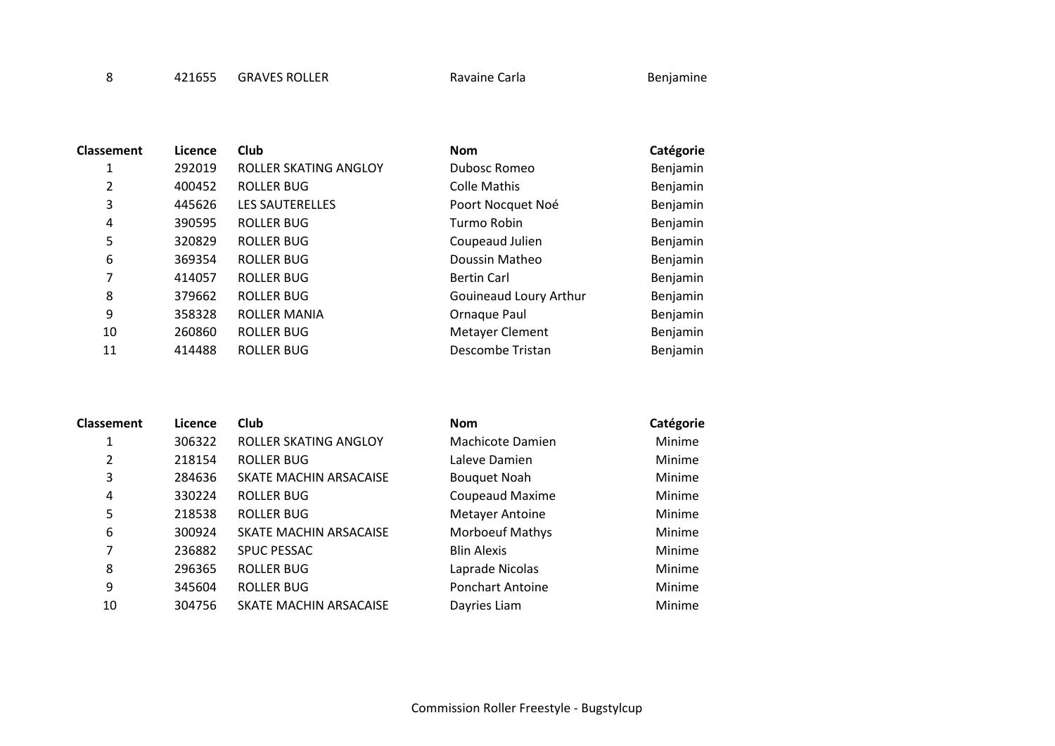| | | | | |
|---|---|---|---|---|
| 8 | 421655 | GRAVES ROLLER | Ravaine Carla | Benjamine |

| Classement | Licence | Club | Nom | Catégorie |
|---|---|---|---|---|
| 1 | 292019 | ROLLER SKATING ANGLOY | Dubosc Romeo | Benjamin |
| 2 | 400452 | ROLLER BUG | Colle Mathis | Benjamin |
| 3 | 445626 | LES SAUTERELLES | Poort Nocquet Noé | Benjamin |
| 4 | 390595 | ROLLER BUG | Turmo Robin | Benjamin |
| 5 | 320829 | ROLLER BUG | Coupeaud Julien | Benjamin |
| 6 | 369354 | ROLLER BUG | Doussin Matheo | Benjamin |
| 7 | 414057 | ROLLER BUG | Bertin Carl | Benjamin |
| 8 | 379662 | ROLLER BUG | Gouineaud Loury Arthur | Benjamin |
| 9 | 358328 | ROLLER MANIA | Ornaque Paul | Benjamin |
| 10 | 260860 | ROLLER BUG | Metayer Clement | Benjamin |
| 11 | 414488 | ROLLER BUG | Descombe Tristan | Benjamin |

| Classement | Licence | Club | Nom | Catégorie |
|---|---|---|---|---|
| 1 | 306322 | ROLLER SKATING ANGLOY | Machicote Damien | Minime |
| 2 | 218154 | ROLLER BUG | Laleve Damien | Minime |
| 3 | 284636 | SKATE MACHIN ARSACAISE | Bouquet Noah | Minime |
| 4 | 330224 | ROLLER BUG | Coupeaud Maxime | Minime |
| 5 | 218538 | ROLLER BUG | Metayer Antoine | Minime |
| 6 | 300924 | SKATE MACHIN ARSACAISE | Morboeuf Mathys | Minime |
| 7 | 236882 | SPUC PESSAC | Blin Alexis | Minime |
| 8 | 296365 | ROLLER BUG | Laprade Nicolas | Minime |
| 9 | 345604 | ROLLER BUG | Ponchart Antoine | Minime |
| 10 | 304756 | SKATE MACHIN ARSACAISE | Dayries Liam | Minime |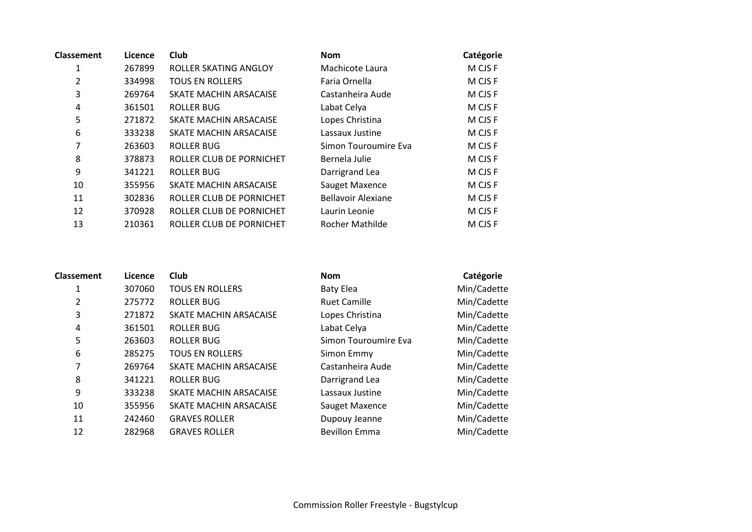| Classement | Licence | Club | Nom | Catégorie |
|---|---|---|---|---|
| 1 | 267899 | ROLLER SKATING ANGLOY | Machicote Laura | M CJS F |
| 2 | 334998 | TOUS EN ROLLERS | Faria Ornella | M CJS F |
| 3 | 269764 | SKATE MACHIN ARSACAISE | Castanheira Aude | M CJS F |
| 4 | 361501 | ROLLER BUG | Labat Celya | M CJS F |
| 5 | 271872 | SKATE MACHIN ARSACAISE | Lopes Christina | M CJS F |
| 6 | 333238 | SKATE MACHIN ARSACAISE | Lassaux Justine | M CJS F |
| 7 | 263603 | ROLLER BUG | Simon Touroumire Eva | M CJS F |
| 8 | 378873 | ROLLER CLUB DE PORNICHET | Bernela Julie | M CJS F |
| 9 | 341221 | ROLLER BUG | Darrigrand Lea | M CJS F |
| 10 | 355956 | SKATE MACHIN ARSACAISE | Sauget Maxence | M CJS F |
| 11 | 302836 | ROLLER CLUB DE PORNICHET | Bellavoir Alexiane | M CJS F |
| 12 | 370928 | ROLLER CLUB DE PORNICHET | Laurin Leonie | M CJS F |
| 13 | 210361 | ROLLER CLUB DE PORNICHET | Rocher Mathilde | M CJS F |

| Classement | Licence | Club | Nom | Catégorie |
|---|---|---|---|---|
| 1 | 307060 | TOUS EN ROLLERS | Baty Elea | Min/Cadette |
| 2 | 275772 | ROLLER BUG | Ruet Camille | Min/Cadette |
| 3 | 271872 | SKATE MACHIN ARSACAISE | Lopes Christina | Min/Cadette |
| 4 | 361501 | ROLLER BUG | Labat Celya | Min/Cadette |
| 5 | 263603 | ROLLER BUG | Simon Touroumire Eva | Min/Cadette |
| 6 | 285275 | TOUS EN ROLLERS | Simon Emmy | Min/Cadette |
| 7 | 269764 | SKATE MACHIN ARSACAISE | Castanheira Aude | Min/Cadette |
| 8 | 341221 | ROLLER BUG | Darrigrand Lea | Min/Cadette |
| 9 | 333238 | SKATE MACHIN ARSACAISE | Lassaux Justine | Min/Cadette |
| 10 | 355956 | SKATE MACHIN ARSACAISE | Sauget Maxence | Min/Cadette |
| 11 | 242460 | GRAVES ROLLER | Dupouy Jeanne | Min/Cadette |
| 12 | 282968 | GRAVES ROLLER | Bevillon Emma | Min/Cadette |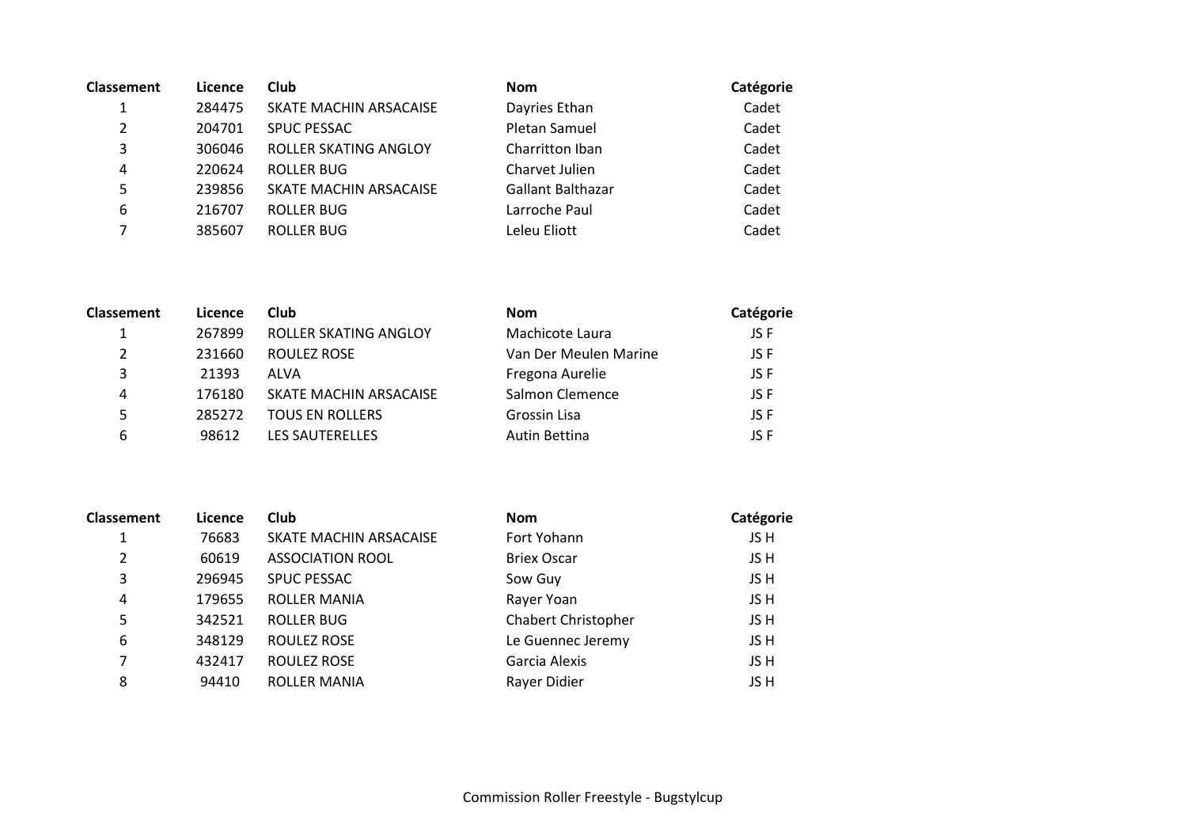| Classement | Licence | Club | Nom | Catégorie |
|---|---|---|---|---|
| 1 | 284475 | SKATE MACHIN ARSACAISE | Dayries Ethan | Cadet |
| 2 | 204701 | SPUC PESSAC | Pletan Samuel | Cadet |
| 3 | 306046 | ROLLER SKATING ANGLOY | Charritton Iban | Cadet |
| 4 | 220624 | ROLLER BUG | Charvet Julien | Cadet |
| 5 | 239856 | SKATE MACHIN ARSACAISE | Gallant Balthazar | Cadet |
| 6 | 216707 | ROLLER BUG | Larroche Paul | Cadet |
| 7 | 385607 | ROLLER BUG | Leleu Eliott | Cadet |

| Classement | Licence | Club | Nom | Catégorie |
|---|---|---|---|---|
| 1 | 267899 | ROLLER SKATING ANGLOY | Machicote Laura | JS F |
| 2 | 231660 | ROULEZ ROSE | Van Der Meulen Marine | JS F |
| 3 | 21393 | ALVA | Fregona Aurelie | JS F |
| 4 | 176180 | SKATE MACHIN ARSACAISE | Salmon Clemence | JS F |
| 5 | 285272 | TOUS EN ROLLERS | Grossin Lisa | JS F |
| 6 | 98612 | LES SAUTERELLES | Autin Bettina | JS F |

| Classement | Licence | Club | Nom | Catégorie |
|---|---|---|---|---|
| 1 | 76683 | SKATE MACHIN ARSACAISE | Fort Yohann | JS H |
| 2 | 60619 | ASSOCIATION ROOL | Briex Oscar | JS H |
| 3 | 296945 | SPUC PESSAC | Sow Guy | JS H |
| 4 | 179655 | ROLLER MANIA | Rayer Yoan | JS H |
| 5 | 342521 | ROLLER BUG | Chabert Christopher | JS H |
| 6 | 348129 | ROULEZ ROSE | Le Guennec Jeremy | JS H |
| 7 | 432417 | ROULEZ ROSE | Garcia Alexis | JS H |
| 8 | 94410 | ROLLER MANIA | Rayer Didier | JS H |